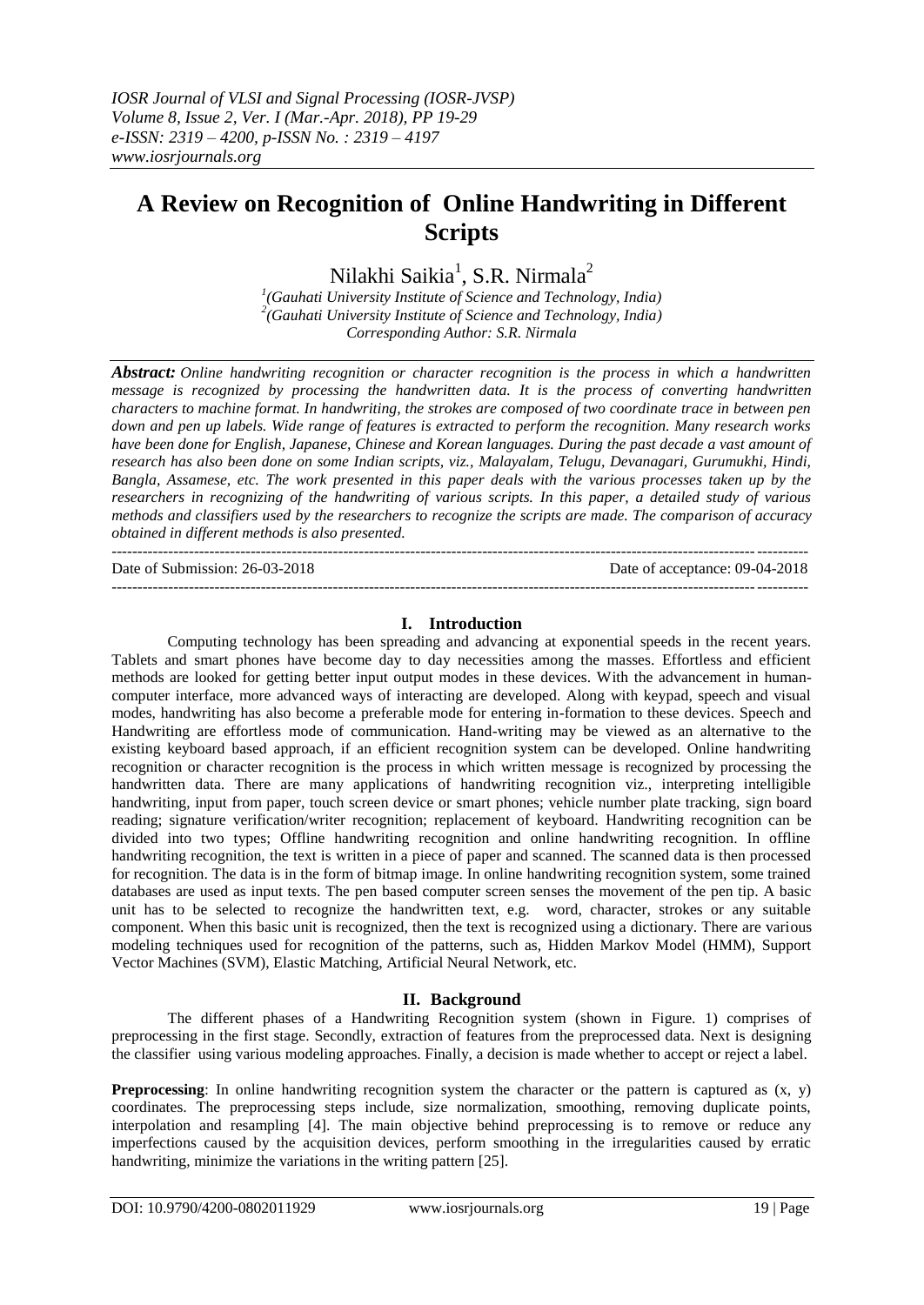*IOSR Journal of VLSI and Signal Processing (IOSR-JVSP)*
*Volume 8, Issue 2, Ver. I (Mar.-Apr. 2018), PP 19-29*
*e-ISSN: 2319 – 4200, p-ISSN No. : 2319 – 4197*
*www.iosrjournals.org*

# A Review on Recognition of Online Handwriting in Different Scripts

Nilakhi Saikia[1], S.R. Nirmala[2]

[1](Gauhati University Institute of Science and Technology, India)
[2](Gauhati University Institute of Science and Technology, India)
Corresponding Author: S.R. Nirmala

***Abstract:*** *Online handwriting recognition or character recognition is the process in which a handwritten message is recognized by processing the handwritten data. It is the process of converting handwritten characters to machine format. In handwriting, the strokes are composed of two coordinate trace in between pen down and pen up labels. Wide range of features is extracted to perform the recognition. Many research works have been done for English, Japanese, Chinese and Korean languages. During the past decade a vast amount of research has also been done on some Indian scripts, viz., Malayalam, Telugu, Devanagari, Gurumukhi, Hindi, Bangla, Assamese, etc. The work presented in this paper deals with the various processes taken up by the researchers in recognizing of the handwriting of various scripts. In this paper, a detailed study of various methods and classifiers used by the researchers to recognize the scripts are made. The comparison of accuracy obtained in different methods is also presented.*

---

Date of Submission: 26-03-2018 Date of acceptance: 09-04-2018

---

## I. Introduction

Computing technology has been spreading and advancing at exponential speeds in the recent years. Tablets and smart phones have become day to day necessities among the masses. Effortless and efficient methods are looked for getting better input output modes in these devices. With the advancement in human-computer interface, more advanced ways of interacting are developed. Along with keypad, speech and visual modes, handwriting has also become a preferable mode for entering in-formation to these devices. Speech and Handwriting are effortless mode of communication. Hand-writing may be viewed as an alternative to the existing keyboard based approach, if an efficient recognition system can be developed. Online handwriting recognition or character recognition is the process in which written message is recognized by processing the handwritten data. There are many applications of handwriting recognition viz., interpreting intelligible handwriting, input from paper, touch screen device or smart phones; vehicle number plate tracking, sign board reading; signature verification/writer recognition; replacement of keyboard. Handwriting recognition can be divided into two types; Offline handwriting recognition and online handwriting recognition. In offline handwriting recognition, the text is written in a piece of paper and scanned. The scanned data is then processed for recognition. The data is in the form of bitmap image. In online handwriting recognition system, some trained databases are used as input texts. The pen based computer screen senses the movement of the pen tip. A basic unit has to be selected to recognize the handwritten text, e.g. word, character, strokes or any suitable component. When this basic unit is recognized, then the text is recognized using a dictionary. There are various modeling techniques used for recognition of the patterns, such as, Hidden Markov Model (HMM), Support Vector Machines (SVM), Elastic Matching, Artificial Neural Network, etc.

## II. Background

The different phases of a Handwriting Recognition system (shown in Figure. 1) comprises of preprocessing in the first stage. Secondly, extraction of features from the preprocessed data. Next is designing the classifier using various modeling approaches. Finally, a decision is made whether to accept or reject a label.

**Preprocessing**: In online handwriting recognition system the character or the pattern is captured as (x, y) coordinates. The preprocessing steps include, size normalization, smoothing, removing duplicate points, interpolation and resampling [4]. The main objective behind preprocessing is to remove or reduce any imperfections caused by the acquisition devices, perform smoothing in the irregularities caused by erratic handwriting, minimize the variations in the writing pattern [25].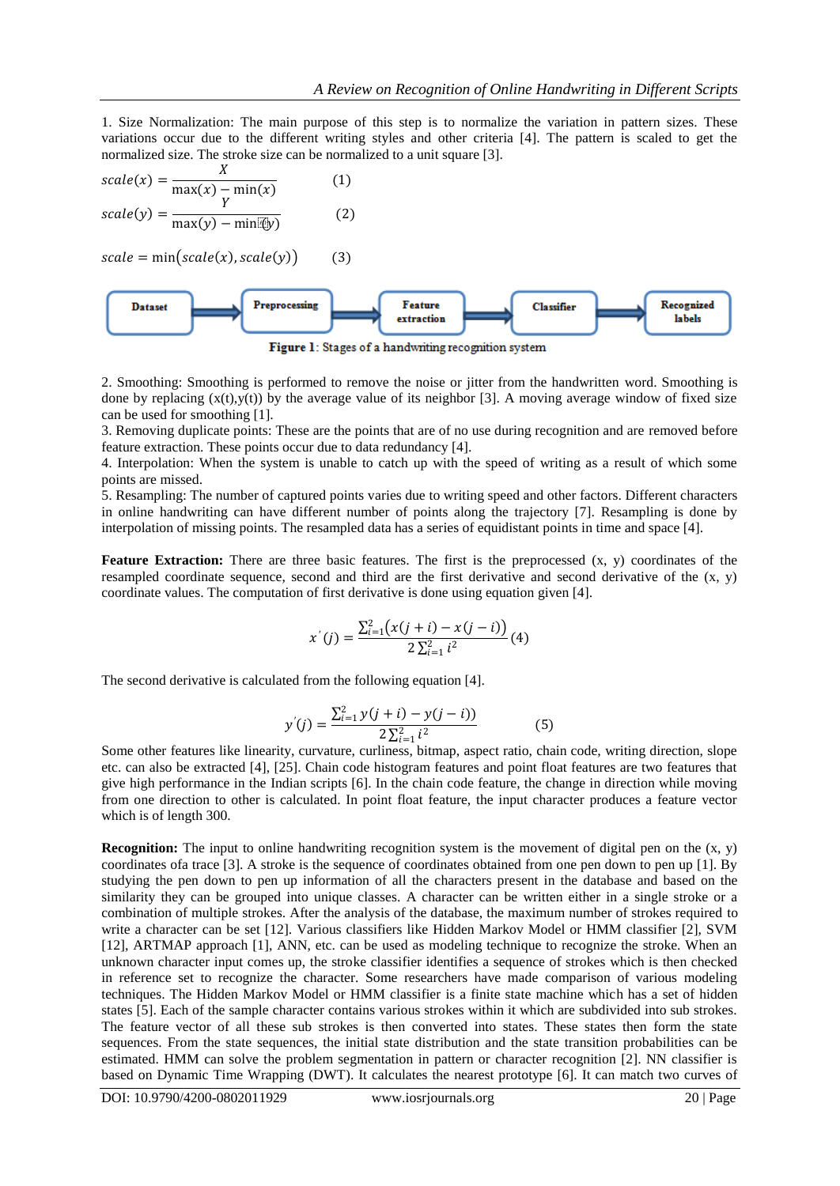1. Size Normalization: The main purpose of this step is to normalize the variation in pattern sizes. These variations occur due to the different writing styles and other criteria [4]. The pattern is scaled to get the normalized size. The stroke size can be normalized to a unit square [3].

$$scale(x) = \frac{X}{\max(x) - \min(x)} \quad (1)$$

$$scale(y) = \frac{Y}{\max(y) - \min(y)} \quad (2)$$

$$scale = \min(scale(x), scale(y)) \quad (3)$$

Dataset → Preprocessing → Feature extraction → Classifier → Recognized labels

**Figure 1**: Stages of a handwriting recognition system

2. Smoothing: Smoothing is performed to remove the noise or jitter from the handwritten word. Smoothing is done by replacing (x(t),y(t)) by the average value of its neighbor [3]. A moving average window of fixed size can be used for smoothing [1].
3. Removing duplicate points: These are the points that are of no use during recognition and are removed before feature extraction. These points occur due to data redundancy [4].
4. Interpolation: When the system is unable to catch up with the speed of writing as a result of which some points are missed.
5. Resampling: The number of captured points varies due to writing speed and other factors. Different characters in online handwriting can have different number of points along the trajectory [7]. Resampling is done by interpolation of missing points. The resampled data has a series of equidistant points in time and space [4].

**Feature Extraction:** There are three basic features. The first is the preprocessed (x, y) coordinates of the resampled coordinate sequence, second and third are the first derivative and second derivative of the (x, y) coordinate values. The computation of first derivative is done using equation given [4].

$$x'(j) = \frac{\sum_{i=1}^{2}\left(x(j+i) - x(j-i)\right)}{2\sum_{i=1}^{2} i^2} \quad (4)$$

The second derivative is calculated from the following equation [4].

$$y'(j) = \frac{\sum_{i=1}^{2} y(j+i) - y(j-i))}{2\sum_{i=1}^{2} i^2} \quad (5)$$

Some other features like linearity, curvature, curliness, bitmap, aspect ratio, chain code, writing direction, slope etc. can also be extracted [4], [25]. Chain code histogram features and point float features are two features that give high performance in the Indian scripts [6]. In the chain code feature, the change in direction while moving from one direction to other is calculated. In point float feature, the input character produces a feature vector which is of length 300.

**Recognition:** The input to online handwriting recognition system is the movement of digital pen on the (x, y) coordinates ofa trace [3]. A stroke is the sequence of coordinates obtained from one pen down to pen up [1]. By studying the pen down to pen up information of all the characters present in the database and based on the similarity they can be grouped into unique classes. A character can be written either in a single stroke or a combination of multiple strokes. After the analysis of the database, the maximum number of strokes required to write a character can be set [12]. Various classifiers like Hidden Markov Model or HMM classifier [2], SVM [12], ARTMAP approach [1], ANN, etc. can be used as modeling technique to recognize the stroke. When an unknown character input comes up, the stroke classifier identifies a sequence of strokes which is then checked in reference set to recognize the character. Some researchers have made comparison of various modeling techniques. The Hidden Markov Model or HMM classifier is a finite state machine which has a set of hidden states [5]. Each of the sample character contains various strokes within it which are subdivided into sub strokes. The feature vector of all these sub strokes is then converted into states. These states then form the state sequences. From the state sequences, the initial state distribution and the state transition probabilities can be estimated. HMM can solve the problem segmentation in pattern or character recognition [2]. NN classifier is based on Dynamic Time Wrapping (DWT). It calculates the nearest prototype [6]. It can match two curves of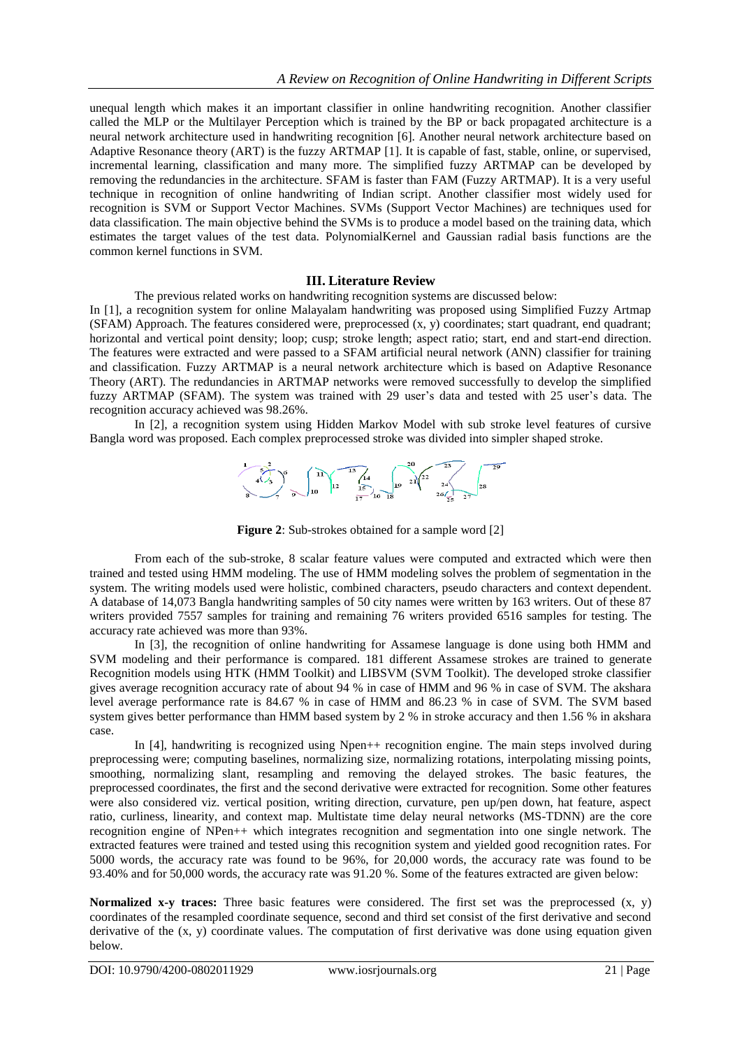unequal length which makes it an important classifier in online handwriting recognition. Another classifier called the MLP or the Multilayer Perception which is trained by the BP or back propagated architecture is a neural network architecture used in handwriting recognition [6]. Another neural network architecture based on Adaptive Resonance theory (ART) is the fuzzy ARTMAP [1]. It is capable of fast, stable, online, or supervised, incremental learning, classification and many more. The simplified fuzzy ARTMAP can be developed by removing the redundancies in the architecture. SFAM is faster than FAM (Fuzzy ARTMAP). It is a very useful technique in recognition of online handwriting of Indian script. Another classifier most widely used for recognition is SVM or Support Vector Machines. SVMs (Support Vector Machines) are techniques used for data classification. The main objective behind the SVMs is to produce a model based on the training data, which estimates the target values of the test data. PolynomialKernel and Gaussian radial basis functions are the common kernel functions in SVM.

## III. Literature Review

The previous related works on handwriting recognition systems are discussed below:

In [1], a recognition system for online Malayalam handwriting was proposed using Simplified Fuzzy Artmap (SFAM) Approach. The features considered were, preprocessed (x, y) coordinates; start quadrant, end quadrant; horizontal and vertical point density; loop; cusp; stroke length; aspect ratio; start, end and start-end direction. The features were extracted and were passed to a SFAM artificial neural network (ANN) classifier for training and classification. Fuzzy ARTMAP is a neural network architecture which is based on Adaptive Resonance Theory (ART). The redundancies in ARTMAP networks were removed successfully to develop the simplified fuzzy ARTMAP (SFAM). The system was trained with 29 user's data and tested with 25 user's data. The recognition accuracy achieved was 98.26%.

In [2], a recognition system using Hidden Markov Model with sub stroke level features of cursive Bangla word was proposed. Each complex preprocessed stroke was divided into simpler shaped stroke.

**Figure 2**: Sub-strokes obtained for a sample word [2]

From each of the sub-stroke, 8 scalar feature values were computed and extracted which were then trained and tested using HMM modeling. The use of HMM modeling solves the problem of segmentation in the system. The writing models used were holistic, combined characters, pseudo characters and context dependent. A database of 14,073 Bangla handwriting samples of 50 city names were written by 163 writers. Out of these 87 writers provided 7557 samples for training and remaining 76 writers provided 6516 samples for testing. The accuracy rate achieved was more than 93%.

In [3], the recognition of online handwriting for Assamese language is done using both HMM and SVM modeling and their performance is compared. 181 different Assamese strokes are trained to generate Recognition models using HTK (HMM Toolkit) and LIBSVM (SVM Toolkit). The developed stroke classifier gives average recognition accuracy rate of about 94 % in case of HMM and 96 % in case of SVM. The akshara level average performance rate is 84.67 % in case of HMM and 86.23 % in case of SVM. The SVM based system gives better performance than HMM based system by 2 % in stroke accuracy and then 1.56 % in akshara case.

In [4], handwriting is recognized using Npen++ recognition engine. The main steps involved during preprocessing were; computing baselines, normalizing size, normalizing rotations, interpolating missing points, smoothing, normalizing slant, resampling and removing the delayed strokes. The basic features, the preprocessed coordinates, the first and the second derivative were extracted for recognition. Some other features were also considered viz. vertical position, writing direction, curvature, pen up/pen down, hat feature, aspect ratio, curliness, linearity, and context map. Multistate time delay neural networks (MS-TDNN) are the core recognition engine of NPen++ which integrates recognition and segmentation into one single network. The extracted features were trained and tested using this recognition system and yielded good recognition rates. For 5000 words, the accuracy rate was found to be 96%, for 20,000 words, the accuracy rate was found to be 93.40% and for 50,000 words, the accuracy rate was 91.20 %. Some of the features extracted are given below:

**Normalized x-y traces:** Three basic features were considered. The first set was the preprocessed (x, y) coordinates of the resampled coordinate sequence, second and third set consist of the first derivative and second derivative of the (x, y) coordinate values. The computation of first derivative was done using equation given below.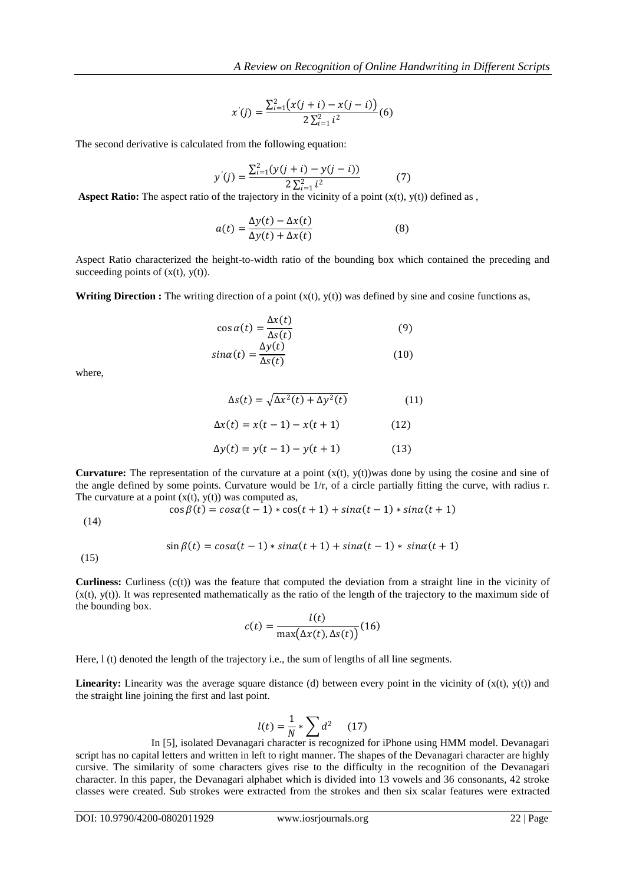$$x'(j) = \frac{\sum_{i=1}^{2}\big(x(j+i) - x(j-i)\big)}{2\sum_{i=1}^{2} i^2} \quad (6)$$

The second derivative is calculated from the following equation:

$$y'(j) = \frac{\sum_{i=1}^{2}(y(j+i) - y(j-i))}{2\sum_{i=1}^{2} i^2} \quad (7)$$

**Aspect Ratio:** The aspect ratio of the trajectory in the vicinity of a point (x(t), y(t)) defined as ,

$$a(t) = \frac{\Delta y(t) - \Delta x(t)}{\Delta y(t) + \Delta x(t)} \quad (8)$$

Aspect Ratio characterized the height-to-width ratio of the bounding box which contained the preceding and succeeding points of (x(t), y(t)).

**Writing Direction :** The writing direction of a point (x(t), y(t)) was defined by sine and cosine functions as,

$$\cos\alpha(t) = \frac{\Delta x(t)}{\Delta s(t)} \quad (9)$$

$$\sin\alpha(t) = \frac{\Delta y(t)}{\Delta s(t)} \quad (10)$$

where,

$$\Delta s(t) = \sqrt{\Delta x^2(t) + \Delta y^2(t)} \quad (11)$$

$$\Delta x(t) = x(t-1) - x(t+1) \quad (12)$$

$$\Delta y(t) = y(t-1) - y(t+1) \quad (13)$$

**Curvature:** The representation of the curvature at a point (x(t), y(t))was done by using the cosine and sine of the angle defined by some points. Curvature would be 1/r, of a circle partially fitting the curve, with radius r. The curvature at a point (x(t), y(t)) was computed as,

$$\cos\beta(t) = \cos\alpha(t-1) * \cos(t+1) + \sin\alpha(t-1) * \sin\alpha(t+1) \quad (14)$$

$$\sin\beta(t) = \cos\alpha(t-1) * \sin\alpha(t+1) + \sin\alpha(t-1) * \sin\alpha(t+1) \quad (15)$$

**Curliness:** Curliness (c(t)) was the feature that computed the deviation from a straight line in the vicinity of (x(t), y(t)). It was represented mathematically as the ratio of the length of the trajectory to the maximum side of the bounding box.

$$c(t) = \frac{l(t)}{\max\big(\Delta x(t), \Delta s(t)\big)} \quad (16)$$

Here, l (t) denoted the length of the trajectory i.e., the sum of lengths of all line segments.

**Linearity:** Linearity was the average square distance (d) between every point in the vicinity of (x(t), y(t)) and the straight line joining the first and last point.

$$l(t) = \frac{1}{N} * \sum d^2 \quad (17)$$

In [5], isolated Devanagari character is recognized for iPhone using HMM model. Devanagari script has no capital letters and written in left to right manner. The shapes of the Devanagari character are highly cursive. The similarity of some characters gives rise to the difficulty in the recognition of the Devanagari character. In this paper, the Devanagari alphabet which is divided into 13 vowels and 36 consonants, 42 stroke classes were created. Sub strokes were extracted from the strokes and then six scalar features were extracted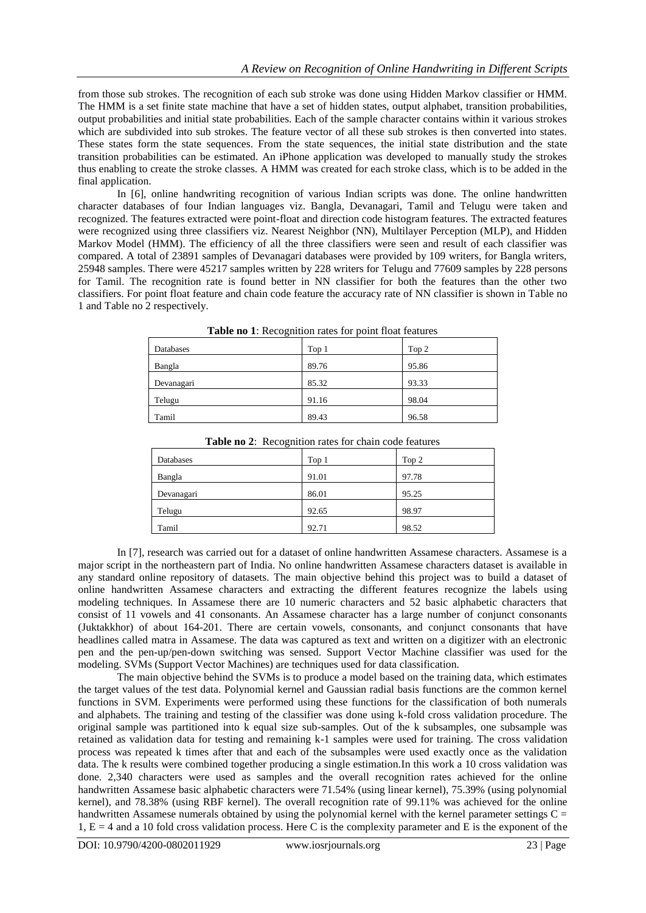from those sub strokes. The recognition of each sub stroke was done using Hidden Markov classifier or HMM. The HMM is a set finite state machine that have a set of hidden states, output alphabet, transition probabilities, output probabilities and initial state probabilities. Each of the sample character contains within it various strokes which are subdivided into sub strokes. The feature vector of all these sub strokes is then converted into states. These states form the state sequences. From the state sequences, the initial state distribution and the state transition probabilities can be estimated. An iPhone application was developed to manually study the strokes thus enabling to create the stroke classes. A HMM was created for each stroke class, which is to be added in the final application.

In [6], online handwriting recognition of various Indian scripts was done. The online handwritten character databases of four Indian languages viz. Bangla, Devanagari, Tamil and Telugu were taken and recognized. The features extracted were point-float and direction code histogram features. The extracted features were recognized using three classifiers viz. Nearest Neighbor (NN), Multilayer Perception (MLP), and Hidden Markov Model (HMM). The efficiency of all the three classifiers were seen and result of each classifier was compared. A total of 23891 samples of Devanagari databases were provided by 109 writers, for Bangla writers, 25948 samples. There were 45217 samples written by 228 writers for Telugu and 77609 samples by 228 persons for Tamil. The recognition rate is found better in NN classifier for both the features than the other two classifiers. For point float feature and chain code feature the accuracy rate of NN classifier is shown in Table no 1 and Table no 2 respectively.

**Table no 1**: Recognition rates for point float features

| Databases | Top 1 | Top 2 |
|---|---|---|
| Bangla | 89.76 | 95.86 |
| Devanagari | 85.32 | 93.33 |
| Telugu | 91.16 | 98.04 |
| Tamil | 89.43 | 96.58 |

**Table no 2**: Recognition rates for chain code features

| Databases | Top 1 | Top 2 |
|---|---|---|
| Bangla | 91.01 | 97.78 |
| Devanagari | 86.01 | 95.25 |
| Telugu | 92.65 | 98.97 |
| Tamil | 92.71 | 98.52 |

In [7], research was carried out for a dataset of online handwritten Assamese characters. Assamese is a major script in the northeastern part of India. No online handwritten Assamese characters dataset is available in any standard online repository of datasets. The main objective behind this project was to build a dataset of online handwritten Assamese characters and extracting the different features recognize the labels using modeling techniques. In Assamese there are 10 numeric characters and 52 basic alphabetic characters that consist of 11 vowels and 41 consonants. An Assamese character has a large number of conjunct consonants (Juktakkhor) of about 164-201. There are certain vowels, consonants, and conjunct consonants that have headlines called matra in Assamese. The data was captured as text and written on a digitizer with an electronic pen and the pen-up/pen-down switching was sensed. Support Vector Machine classifier was used for the modeling. SVMs (Support Vector Machines) are techniques used for data classification.

The main objective behind the SVMs is to produce a model based on the training data, which estimates the target values of the test data. Polynomial kernel and Gaussian radial basis functions are the common kernel functions in SVM. Experiments were performed using these functions for the classification of both numerals and alphabets. The training and testing of the classifier was done using k-fold cross validation procedure. The original sample was partitioned into k equal size sub-samples. Out of the k subsamples, one subsample was retained as validation data for testing and remaining k-1 samples were used for training. The cross validation process was repeated k times after that and each of the subsamples were used exactly once as the validation data. The k results were combined together producing a single estimation.In this work a 10 cross validation was done. 2,340 characters were used as samples and the overall recognition rates achieved for the online handwritten Assamese basic alphabetic characters were 71.54% (using linear kernel), 75.39% (using polynomial kernel), and 78.38% (using RBF kernel). The overall recognition rate of 99.11% was achieved for the online handwritten Assamese numerals obtained by using the polynomial kernel with the kernel parameter settings $C = 1$, $E = 4$ and a 10 fold cross validation process. Here C is the complexity parameter and E is the exponent of the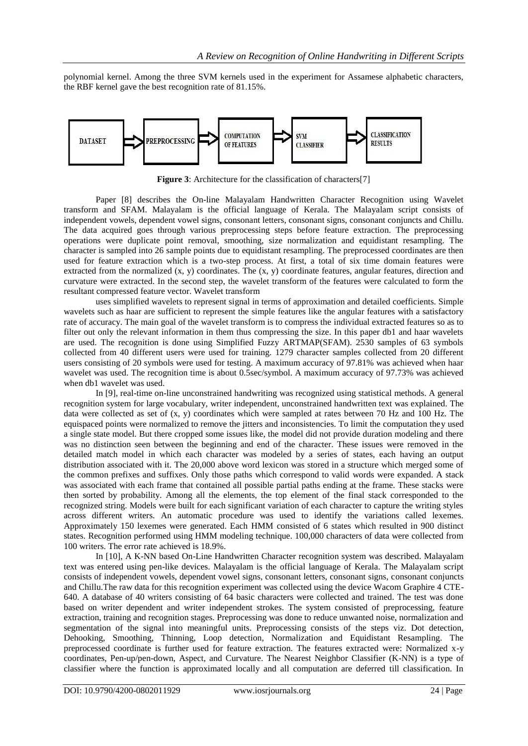polynomial kernel. Among the three SVM kernels used in the experiment for Assamese alphabetic characters, the RBF kernel gave the best recognition rate of 81.15%.

DATASET → PREPROCESSING → COMPUTATION OF FEATURES → SVM CLASSIFIER → CLASSIFICATION RESULTS

**Figure 3**: Architecture for the classification of characters[7]

Paper [8] describes the On-line Malayalam Handwritten Character Recognition using Wavelet transform and SFAM. Malayalam is the official language of Kerala. The Malayalam script consists of independent vowels, dependent vowel signs, consonant letters, consonant signs, consonant conjuncts and Chillu. The data acquired goes through various preprocessing steps before feature extraction. The preprocessing operations were duplicate point removal, smoothing, size normalization and equidistant resampling. The character is sampled into 26 sample points due to equidistant resampling. The preprocessed coordinates are then used for feature extraction which is a two-step process. At first, a total of six time domain features were extracted from the normalized (x, y) coordinates. The (x, y) coordinate features, angular features, direction and curvature were extracted. In the second step, the wavelet transform of the features were calculated to form the resultant compressed feature vector. Wavelet transform uses simplified wavelets to represent signal in terms of approximation and detailed coefficients. Simple wavelets such as haar are sufficient to represent the simple features like the angular features with a satisfactory rate of accuracy. The main goal of the wavelet transform is to compress the individual extracted features so as to filter out only the relevant information in them thus compressing the size. In this paper db1 and haar wavelets are used. The recognition is done using Simplified Fuzzy ARTMAP(SFAM). 2530 samples of 63 symbols collected from 40 different users were used for training. 1279 character samples collected from 20 different users consisting of 20 symbols were used for testing. A maximum accuracy of 97.81% was achieved when haar wavelet was used. The recognition time is about 0.5sec/symbol. A maximum accuracy of 97.73% was achieved when db1 wavelet was used.

In [9], real-time on-line unconstrained handwriting was recognized using statistical methods. A general recognition system for large vocabulary, writer independent, unconstrained handwritten text was explained. The data were collected as set of (x, y) coordinates which were sampled at rates between 70 Hz and 100 Hz. The equispaced points were normalized to remove the jitters and inconsistencies. To limit the computation they used a single state model. But there cropped some issues like, the model did not provide duration modeling and there was no distinction seen between the beginning and end of the character. These issues were removed in the detailed match model in which each character was modeled by a series of states, each having an output distribution associated with it. The 20,000 above word lexicon was stored in a structure which merged some of the common prefixes and suffixes. Only those paths which correspond to valid words were expanded. A stack was associated with each frame that contained all possible partial paths ending at the frame. These stacks were then sorted by probability. Among all the elements, the top element of the final stack corresponded to the recognized string. Models were built for each significant variation of each character to capture the writing styles across different writers. An automatic procedure was used to identify the variations called lexemes. Approximately 150 lexemes were generated. Each HMM consisted of 6 states which resulted in 900 distinct states. Recognition performed using HMM modeling technique. 100,000 characters of data were collected from 100 writers. The error rate achieved is 18.9%.

In [10], A K-NN based On-Line Handwritten Character recognition system was described. Malayalam text was entered using pen-like devices. Malayalam is the official language of Kerala. The Malayalam script consists of independent vowels, dependent vowel signs, consonant letters, consonant signs, consonant conjuncts and Chillu.The raw data for this recognition experiment was collected using the device Wacom Graphire 4 CTE-640. A database of 40 writers consisting of 64 basic characters were collected and trained. The test was done based on writer dependent and writer independent strokes. The system consisted of preprocessing, feature extraction, training and recognition stages. Preprocessing was done to reduce unwanted noise, normalization and segmentation of the signal into meaningful units. Preprocessing consists of the steps viz. Dot detection, Dehooking, Smoothing, Thinning, Loop detection, Normalization and Equidistant Resampling. The preprocessed coordinate is further used for feature extraction. The features extracted were: Normalized x-y coordinates, Pen-up/pen-down, Aspect, and Curvature. The Nearest Neighbor Classifier (K-NN) is a type of classifier where the function is approximated locally and all computation are deferred till classification. In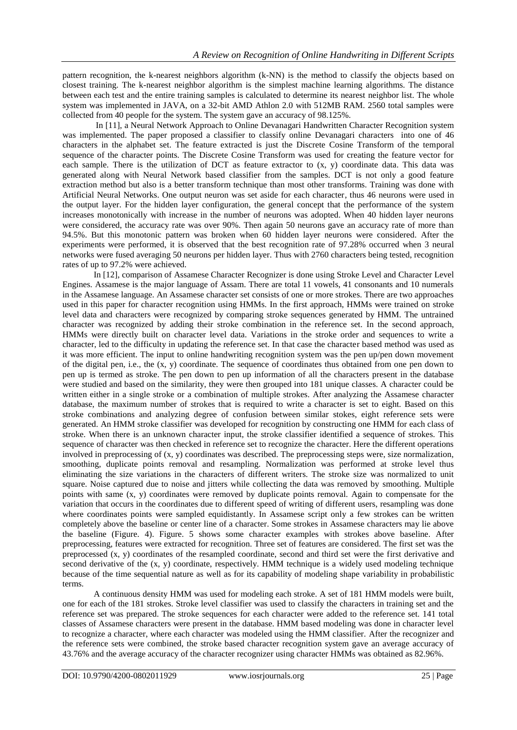pattern recognition, the k-nearest neighbors algorithm (k-NN) is the method to classify the objects based on closest training. The k-nearest neighbor algorithm is the simplest machine learning algorithms. The distance between each test and the entire training samples is calculated to determine its nearest neighbor list. The whole system was implemented in JAVA, on a 32-bit AMD Athlon 2.0 with 512MB RAM. 2560 total samples were collected from 40 people for the system. The system gave an accuracy of 98.125%.

In [11], a Neural Network Approach to Online Devanagari Handwritten Character Recognition system was implemented. The paper proposed a classifier to classify online Devanagari characters into one of 46 characters in the alphabet set. The feature extracted is just the Discrete Cosine Transform of the temporal sequence of the character points. The Discrete Cosine Transform was used for creating the feature vector for each sample. There is the utilization of DCT as feature extractor to (x, y) coordinate data. This data was generated along with Neural Network based classifier from the samples. DCT is not only a good feature extraction method but also is a better transform technique than most other transforms. Training was done with Artificial Neural Networks. One output neuron was set aside for each character, thus 46 neurons were used in the output layer. For the hidden layer configuration, the general concept that the performance of the system increases monotonically with increase in the number of neurons was adopted. When 40 hidden layer neurons were considered, the accuracy rate was over 90%. Then again 50 neurons gave an accuracy rate of more than 94.5%. But this monotonic pattern was broken when 60 hidden layer neurons were considered. After the experiments were performed, it is observed that the best recognition rate of 97.28% occurred when 3 neural networks were fused averaging 50 neurons per hidden layer. Thus with 2760 characters being tested, recognition rates of up to 97.2% were achieved.

In [12], comparison of Assamese Character Recognizer is done using Stroke Level and Character Level Engines. Assamese is the major language of Assam. There are total 11 vowels, 41 consonants and 10 numerals in the Assamese language. An Assamese character set consists of one or more strokes. There are two approaches used in this paper for character recognition using HMMs. In the first approach, HMMs were trained on stroke level data and characters were recognized by comparing stroke sequences generated by HMM. The untrained character was recognized by adding their stroke combination in the reference set. In the second approach, HMMs were directly built on character level data. Variations in the stroke order and sequences to write a character, led to the difficulty in updating the reference set. In that case the character based method was used as it was more efficient. The input to online handwriting recognition system was the pen up/pen down movement of the digital pen, i.e., the (x, y) coordinate. The sequence of coordinates thus obtained from one pen down to pen up is termed as stroke. The pen down to pen up information of all the characters present in the database were studied and based on the similarity, they were then grouped into 181 unique classes. A character could be written either in a single stroke or a combination of multiple strokes. After analyzing the Assamese character database, the maximum number of strokes that is required to write a character is set to eight. Based on this stroke combinations and analyzing degree of confusion between similar stokes, eight reference sets were generated. An HMM stroke classifier was developed for recognition by constructing one HMM for each class of stroke. When there is an unknown character input, the stroke classifier identified a sequence of strokes. This sequence of character was then checked in reference set to recognize the character. Here the different operations involved in preprocessing of (x, y) coordinates was described. The preprocessing steps were, size normalization, smoothing, duplicate points removal and resampling. Normalization was performed at stroke level thus eliminating the size variations in the characters of different writers. The stroke size was normalized to unit square. Noise captured due to noise and jitters while collecting the data was removed by smoothing. Multiple points with same (x, y) coordinates were removed by duplicate points removal. Again to compensate for the variation that occurs in the coordinates due to different speed of writing of different users, resampling was done where coordinates points were sampled equidistantly. In Assamese script only a few strokes can be written completely above the baseline or center line of a character. Some strokes in Assamese characters may lie above the baseline (Figure. 4). Figure. 5 shows some character examples with strokes above baseline. After preprocessing, features were extracted for recognition. Three set of features are considered. The first set was the preprocessed (x, y) coordinates of the resampled coordinate, second and third set were the first derivative and second derivative of the (x, y) coordinate, respectively. HMM technique is a widely used modeling technique because of the time sequential nature as well as for its capability of modeling shape variability in probabilistic terms.

A continuous density HMM was used for modeling each stroke. A set of 181 HMM models were built, one for each of the 181 strokes. Stroke level classifier was used to classify the characters in training set and the reference set was prepared. The stroke sequences for each character were added to the reference set. 141 total classes of Assamese characters were present in the database. HMM based modeling was done in character level to recognize a character, where each character was modeled using the HMM classifier. After the recognizer and the reference sets were combined, the stroke based character recognition system gave an average accuracy of 43.76% and the average accuracy of the character recognizer using character HMMs was obtained as 82.96%.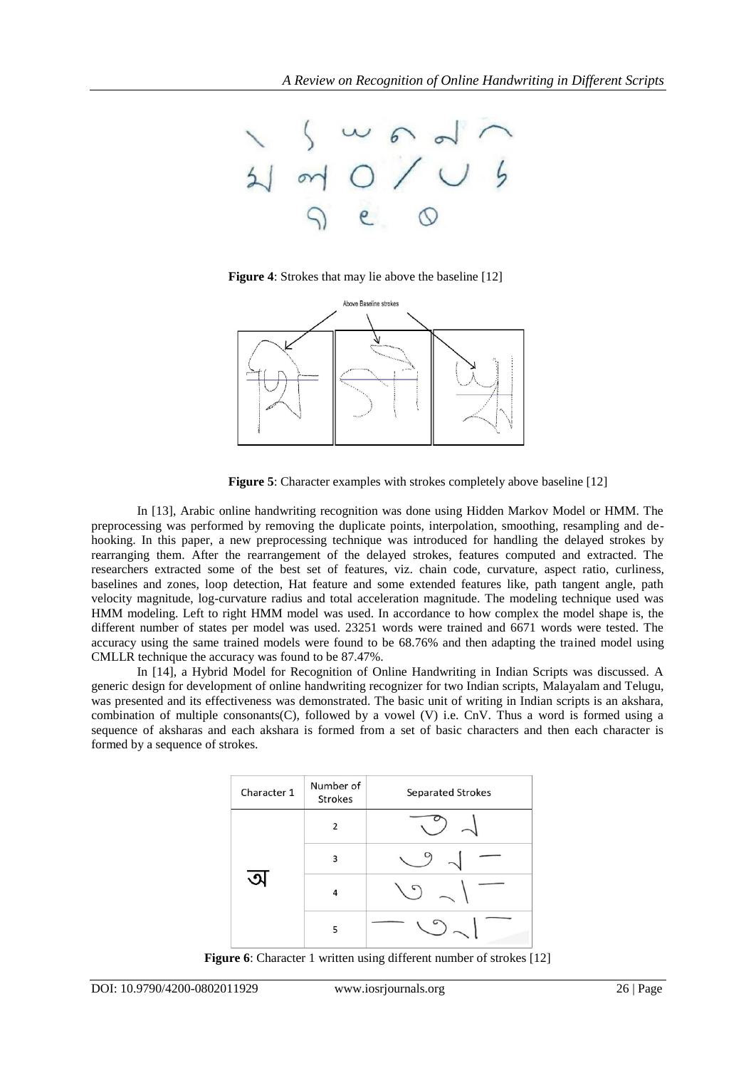**Figure 4**: Strokes that may lie above the baseline [12]

**Figure 5**: Character examples with strokes completely above baseline [12]

In [13], Arabic online handwriting recognition was done using Hidden Markov Model or HMM. The preprocessing was performed by removing the duplicate points, interpolation, smoothing, resampling and de-hooking. In this paper, a new preprocessing technique was introduced for handling the delayed strokes by rearranging them. After the rearrangement of the delayed strokes, features computed and extracted. The researchers extracted some of the best set of features, viz. chain code, curvature, aspect ratio, curliness, baselines and zones, loop detection, Hat feature and some extended features like, path tangent angle, path velocity magnitude, log-curvature radius and total acceleration magnitude. The modeling technique used was HMM modeling. Left to right HMM model was used. In accordance to how complex the model shape is, the different number of states per model was used. 23251 words were trained and 6671 words were tested. The accuracy using the same trained models were found to be 68.76% and then adapting the trained model using CMLLR technique the accuracy was found to be 87.47%.

In [14], a Hybrid Model for Recognition of Online Handwriting in Indian Scripts was discussed. A generic design for development of online handwriting recognizer for two Indian scripts, Malayalam and Telugu, was presented and its effectiveness was demonstrated. The basic unit of writing in Indian scripts is an akshara, combination of multiple consonants(C), followed by a vowel (V) i.e. CnV. Thus a word is formed using a sequence of aksharas and each akshara is formed from a set of basic characters and then each character is formed by a sequence of strokes.

| Character 1 | Number of Strokes | Separated Strokes |
|---|---|---|
| অ | 2 | |
| | 3 | |
| | 4 | |
| | 5 | |

**Figure 6**: Character 1 written using different number of strokes [12]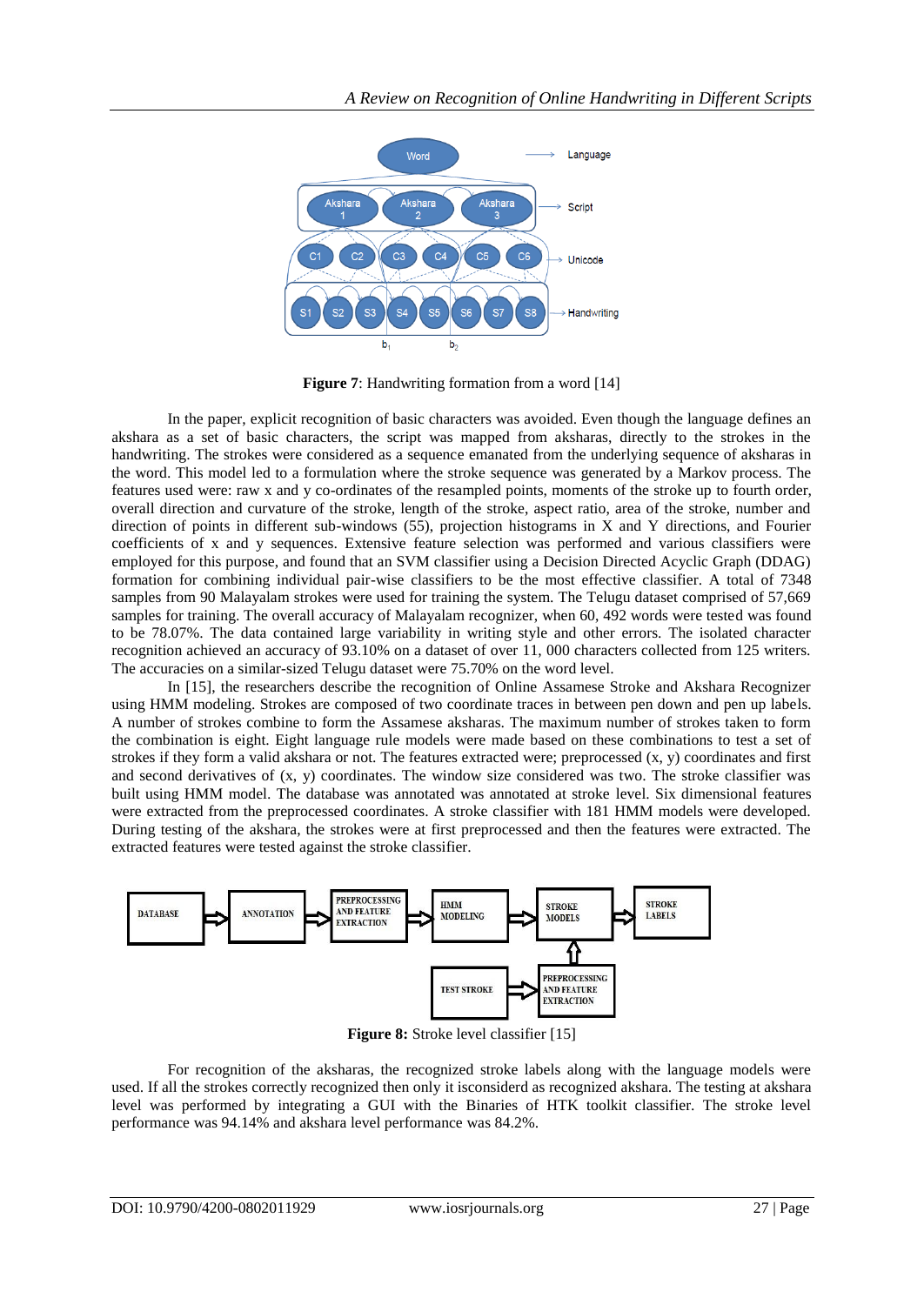**Figure 7**: Handwriting formation from a word [14]

In the paper, explicit recognition of basic characters was avoided. Even though the language defines an akshara as a set of basic characters, the script was mapped from aksharas, directly to the strokes in the handwriting. The strokes were considered as a sequence emanated from the underlying sequence of aksharas in the word. This model led to a formulation where the stroke sequence was generated by a Markov process. The features used were: raw x and y co-ordinates of the resampled points, moments of the stroke up to fourth order, overall direction and curvature of the stroke, length of the stroke, aspect ratio, area of the stroke, number and direction of points in different sub-windows (55), projection histograms in X and Y directions, and Fourier coefficients of x and y sequences. Extensive feature selection was performed and various classifiers were employed for this purpose, and found that an SVM classifier using a Decision Directed Acyclic Graph (DDAG) formation for combining individual pair-wise classifiers to be the most effective classifier. A total of 7348 samples from 90 Malayalam strokes were used for training the system. The Telugu dataset comprised of 57,669 samples for training. The overall accuracy of Malayalam recognizer, when 60, 492 words were tested was found to be 78.07%. The data contained large variability in writing style and other errors. The isolated character recognition achieved an accuracy of 93.10% on a dataset of over 11, 000 characters collected from 125 writers. The accuracies on a similar-sized Telugu dataset were 75.70% on the word level.

In [15], the researchers describe the recognition of Online Assamese Stroke and Akshara Recognizer using HMM modeling. Strokes are composed of two coordinate traces in between pen down and pen up labels. A number of strokes combine to form the Assamese aksharas. The maximum number of strokes taken to form the combination is eight. Eight language rule models were made based on these combinations to test a set of strokes if they form a valid akshara or not. The features extracted were; preprocessed (x, y) coordinates and first and second derivatives of (x, y) coordinates. The window size considered was two. The stroke classifier was built using HMM model. The database was annotated was annotated at stroke level. Six dimensional features were extracted from the preprocessed coordinates. A stroke classifier with 181 HMM models were developed. During testing of the akshara, the strokes were at first preprocessed and then the features were extracted. The extracted features were tested against the stroke classifier.

**Figure 8:** Stroke level classifier [15]

For recognition of the aksharas, the recognized stroke labels along with the language models were used. If all the strokes correctly recognized then only it isconsiderd as recognized akshara. The testing at akshara level was performed by integrating a GUI with the Binaries of HTK toolkit classifier. The stroke level performance was 94.14% and akshara level performance was 84.2%.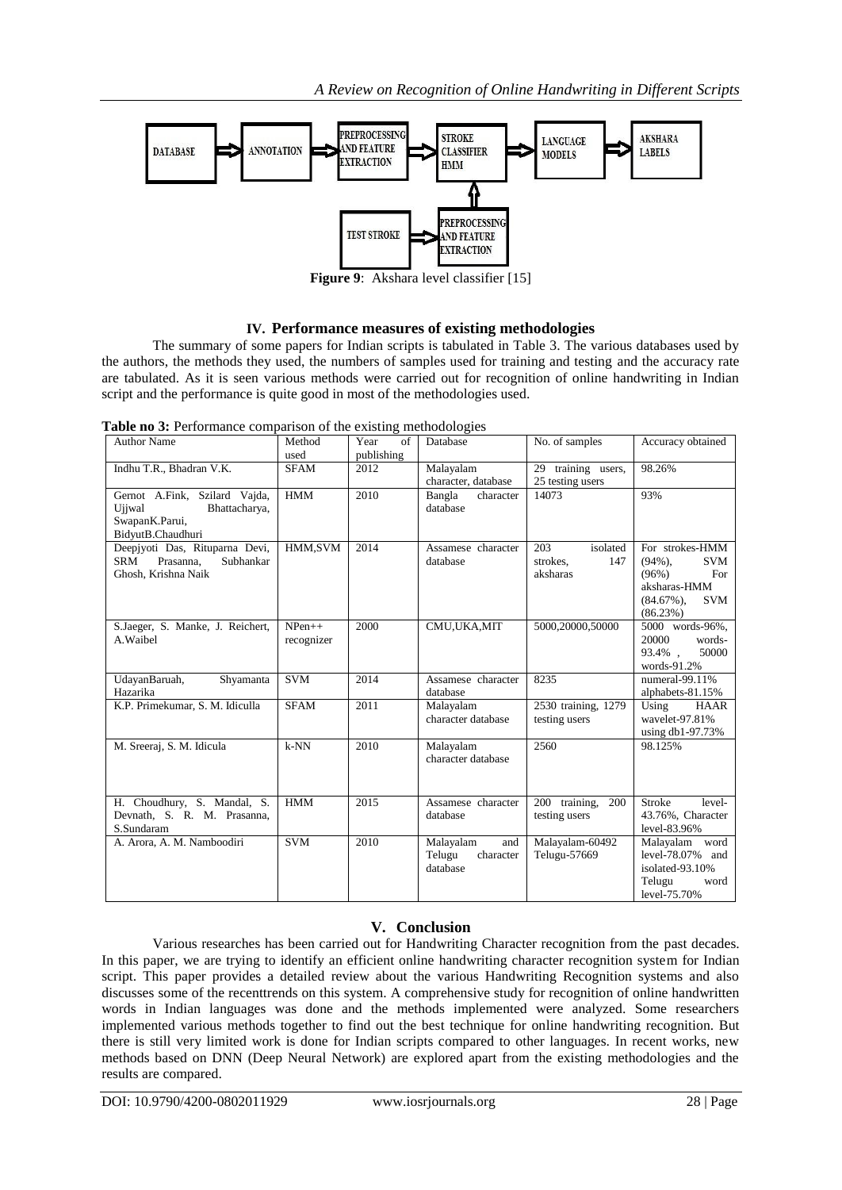Figure 9: Akshara level classifier [15]

## IV. Performance measures of existing methodologies

The summary of some papers for Indian scripts is tabulated in Table 3. The various databases used by the authors, the methods they used, the numbers of samples used for training and testing and the accuracy rate are tabulated. As it is seen various methods were carried out for recognition of online handwriting in Indian script and the performance is quite good in most of the methodologies used.

**Table no 3:** Performance comparison of the existing methodologies

| Author Name | Method used | Year of publishing | Database | No. of samples | Accuracy obtained |
|---|---|---|---|---|---|
| Indhu T.R., Bhadran V.K. | SFAM | 2012 | Malayalam character, database | 29 training users, 25 testing users | 98.26% |
| Gernot A.Fink, Szilard Vajda, Ujjwal Bhattacharya, SwapanK.Parui, BidyutB.Chaudhuri | HMM | 2010 | Bangla character database | 14073 | 93% |
| Deepjyoti Das, Rituparna Devi, SRM Prasanna, Subhankar Ghosh, Krishna Naik | HMM,SVM | 2014 | Assamese character database | 203 isolated strokes, 147 aksharas | For strokes-HMM (94%), SVM (96%) For aksharas-HMM (84.67%), SVM (86.23%) |
| S.Jaeger, S. Manke, J. Reichert, A.Waibel | NPen++ recognizer | 2000 | CMU,UKA,MIT | 5000,20000,50000 | 5000 words-96%, 20000 words-93.4% , 50000 words-91.2% |
| UdayanBaruah, Shyamanta Hazarika | SVM | 2014 | Assamese character database | 8235 | numeral-99.11% alphabets-81.15% |
| K.P. Primekumar, S. M. Idiculla | SFAM | 2011 | Malayalam character database | 2530 training, 1279 testing users | Using HAAR wavelet-97.81% using db1-97.73% |
| M. Sreeraj, S. M. Idicula | k-NN | 2010 | Malayalam character database | 2560 | 98.125% |
| H. Choudhury, S. Mandal, S. Devnath, S. R. M. Prasanna, S.Sundaram | HMM | 2015 | Assamese character database | 200 training, 200 testing users | Stroke level-43.76%, Character level-83.96% |
| A. Arora, A. M. Namboodiri | SVM | 2010 | Malayalam and Telugu character database | Malayalam-60492 Telugu-57669 | Malayalam word level-78.07% and isolated-93.10% Telugu word level-75.70% |

## V. Conclusion

Various researches has been carried out for Handwriting Character recognition from the past decades. In this paper, we are trying to identify an efficient online handwriting character recognition system for Indian script. This paper provides a detailed review about the various Handwriting Recognition systems and also discusses some of the recenttrends on this system. A comprehensive study for recognition of online handwritten words in Indian languages was done and the methods implemented were analyzed. Some researchers implemented various methods together to find out the best technique for online handwriting recognition. But there is still very limited work is done for Indian scripts compared to other languages. In recent works, new methods based on DNN (Deep Neural Network) are explored apart from the existing methodologies and the results are compared.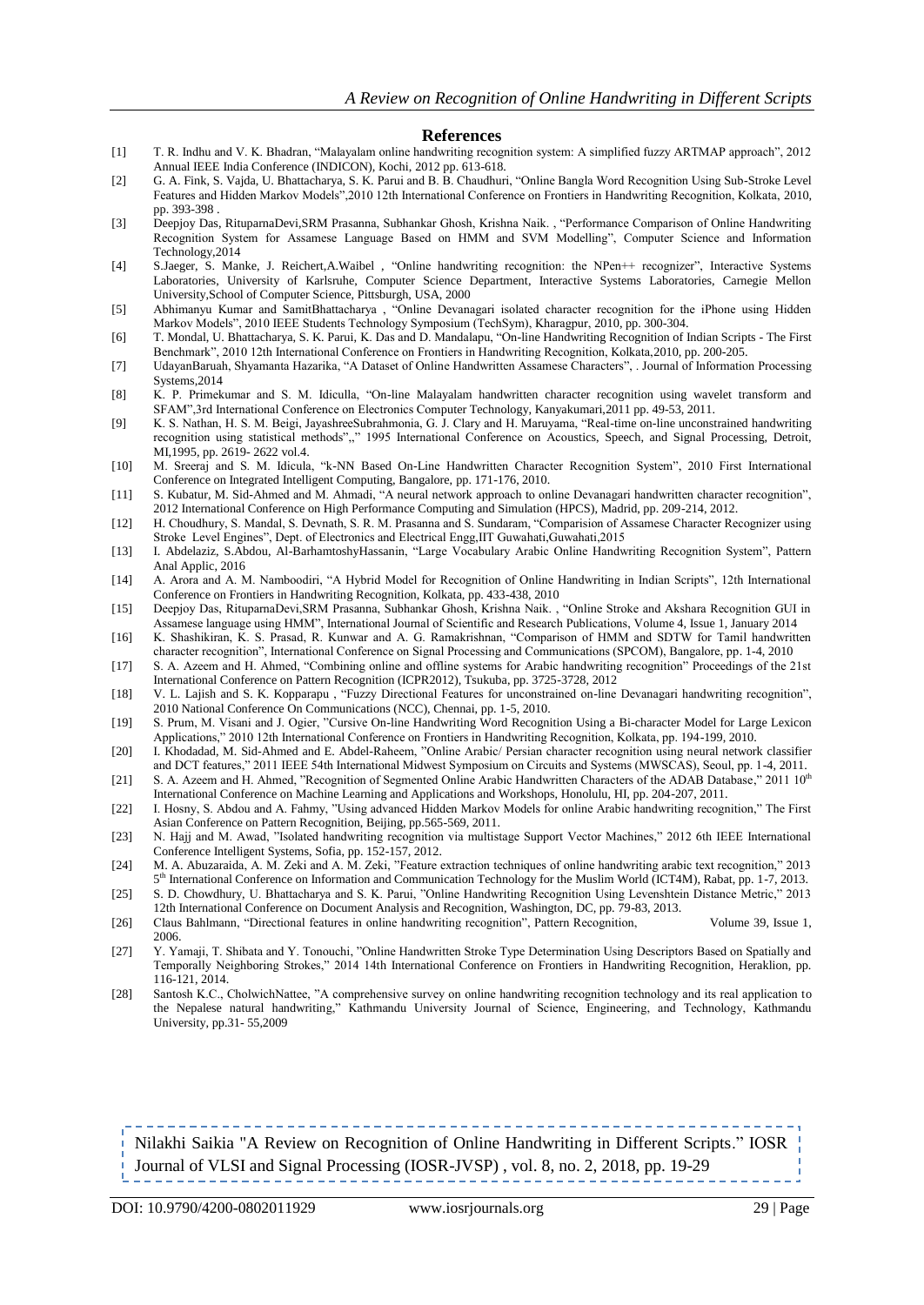## References

[1] T. R. Indhu and V. K. Bhadran, "Malayalam online handwriting recognition system: A simplified fuzzy ARTMAP approach", 2012 Annual IEEE India Conference (INDICON), Kochi, 2012 pp. 613-618.

[2] G. A. Fink, S. Vajda, U. Bhattacharya, S. K. Parui and B. B. Chaudhuri, "Online Bangla Word Recognition Using Sub-Stroke Level Features and Hidden Markov Models",2010 12th International Conference on Frontiers in Handwriting Recognition, Kolkata, 2010, pp. 393-398 .

[3] Deepjoy Das, RituparnaDevi,SRM Prasanna, Subhankar Ghosh, Krishna Naik. , "Performance Comparison of Online Handwriting Recognition System for Assamese Language Based on HMM and SVM Modelling", Computer Science and Information Technology,2014

[4] S.Jaeger, S. Manke, J. Reichert,A.Waibel , "Online handwriting recognition: the NPen++ recognizer", Interactive Systems Laboratories, University of Karlsruhe, Computer Science Department, Interactive Systems Laboratories, Carnegie Mellon University,School of Computer Science, Pittsburgh, USA, 2000

[5] Abhimanyu Kumar and SamitBhattacharya , "Online Devanagari isolated character recognition for the iPhone using Hidden Markov Models", 2010 IEEE Students Technology Symposium (TechSym), Kharagpur, 2010, pp. 300-304.

[6] T. Mondal, U. Bhattacharya, S. K. Parui, K. Das and D. Mandalapu, "On-line Handwriting Recognition of Indian Scripts - The First Benchmark", 2010 12th International Conference on Frontiers in Handwriting Recognition, Kolkata,2010, pp. 200-205.

[7] UdayanBaruah, Shyamanta Hazarika, "A Dataset of Online Handwritten Assamese Characters", . Journal of Information Processing Systems,2014

[8] K. P. Primekumar and S. M. Idiculla, "On-line Malayalam handwritten character recognition using wavelet transform and SFAM",3rd International Conference on Electronics Computer Technology, Kanyakumari,2011 pp. 49-53, 2011.

[9] K. S. Nathan, H. S. M. Beigi, JayashreeSubrahmonia, G. J. Clary and H. Maruyama, "Real-time on-line unconstrained handwriting recognition using statistical methods",," 1995 International Conference on Acoustics, Speech, and Signal Processing, Detroit, MI,1995, pp. 2619- 2622 vol.4.

[10] M. Sreeraj and S. M. Idicula, "k-NN Based On-Line Handwritten Character Recognition System", 2010 First International Conference on Integrated Intelligent Computing, Bangalore, pp. 171-176, 2010.

[11] S. Kubatur, M. Sid-Ahmed and M. Ahmadi, "A neural network approach to online Devanagari handwritten character recognition", 2012 International Conference on High Performance Computing and Simulation (HPCS), Madrid, pp. 209-214, 2012.

[12] H. Choudhury, S. Mandal, S. Devnath, S. R. M. Prasanna and S. Sundaram, "Comparision of Assamese Character Recognizer using Stroke Level Engines", Dept. of Electronics and Electrical Engg,IIT Guwahati,Guwahati,2015

[13] I. Abdelaziz, S.Abdou, Al-BarhamtoshyHassanin, "Large Vocabulary Arabic Online Handwriting Recognition System", Pattern Anal Applic, 2016

[14] A. Arora and A. M. Namboodiri, "A Hybrid Model for Recognition of Online Handwriting in Indian Scripts", 12th International Conference on Frontiers in Handwriting Recognition, Kolkata, pp. 433-438, 2010

[15] Deepjoy Das, RituparnaDevi,SRM Prasanna, Subhankar Ghosh, Krishna Naik. , "Online Stroke and Akshara Recognition GUI in Assamese language using HMM", International Journal of Scientific and Research Publications, Volume 4, Issue 1, January 2014

[16] K. Shashikiran, K. S. Prasad, R. Kunwar and A. G. Ramakrishnan, "Comparison of HMM and SDTW for Tamil handwritten character recognition", International Conference on Signal Processing and Communications (SPCOM), Bangalore, pp. 1-4, 2010

[17] S. A. Azeem and H. Ahmed, "Combining online and offline systems for Arabic handwriting recognition" Proceedings of the 21st International Conference on Pattern Recognition (ICPR2012), Tsukuba, pp. 3725-3728, 2012

[18] V. L. Lajish and S. K. Kopparapu , "Fuzzy Directional Features for unconstrained on-line Devanagari handwriting recognition", 2010 National Conference On Communications (NCC), Chennai, pp. 1-5, 2010.

[19] S. Prum, M. Visani and J. Ogier, "Cursive On-line Handwriting Word Recognition Using a Bi-character Model for Large Lexicon Applications," 2010 12th International Conference on Frontiers in Handwriting Recognition, Kolkata, pp. 194-199, 2010.

[20] I. Khodadad, M. Sid-Ahmed and E. Abdel-Raheem, "Online Arabic/ Persian character recognition using neural network classifier and DCT features," 2011 IEEE 54th International Midwest Symposium on Circuits and Systems (MWSCAS), Seoul, pp. 1-4, 2011.

[21] S. A. Azeem and H. Ahmed, "Recognition of Segmented Online Arabic Handwritten Characters of the ADAB Database," 2011 10th International Conference on Machine Learning and Applications and Workshops, Honolulu, HI, pp. 204-207, 2011.

[22] I. Hosny, S. Abdou and A. Fahmy, "Using advanced Hidden Markov Models for online Arabic handwriting recognition," The First Asian Conference on Pattern Recognition, Beijing, pp.565-569, 2011.

[23] N. Hajj and M. Awad, "Isolated handwriting recognition via multistage Support Vector Machines," 2012 6th IEEE International Conference Intelligent Systems, Sofia, pp. 152-157, 2012.

[24] M. A. Abuzaraida, A. M. Zeki and A. M. Zeki, "Feature extraction techniques of online handwriting arabic text recognition," 2013 5th International Conference on Information and Communication Technology for the Muslim World (ICT4M), Rabat, pp. 1-7, 2013.

[25] S. D. Chowdhury, U. Bhattacharya and S. K. Parui, "Online Handwriting Recognition Using Levenshtein Distance Metric," 2013 12th International Conference on Document Analysis and Recognition, Washington, DC, pp. 79-83, 2013.

[26] Claus Bahlmann, "Directional features in online handwriting recognition", Pattern Recognition, Volume 39, Issue 1, 2006.

[27] Y. Yamaji, T. Shibata and Y. Tonouchi, "Online Handwritten Stroke Type Determination Using Descriptors Based on Spatially and Temporally Neighboring Strokes," 2014 14th International Conference on Frontiers in Handwriting Recognition, Heraklion, pp. 116-121, 2014.

[28] Santosh K.C., CholwichNattee, "A comprehensive survey on online handwriting recognition technology and its real application to the Nepalese natural handwriting," Kathmandu University Journal of Science, Engineering, and Technology, Kathmandu University, pp.31- 55,2009

Nilakhi Saikia "A Review on Recognition of Online Handwriting in Different Scripts." IOSR Journal of VLSI and Signal Processing (IOSR-JVSP) , vol. 8, no. 2, 2018, pp. 19-29